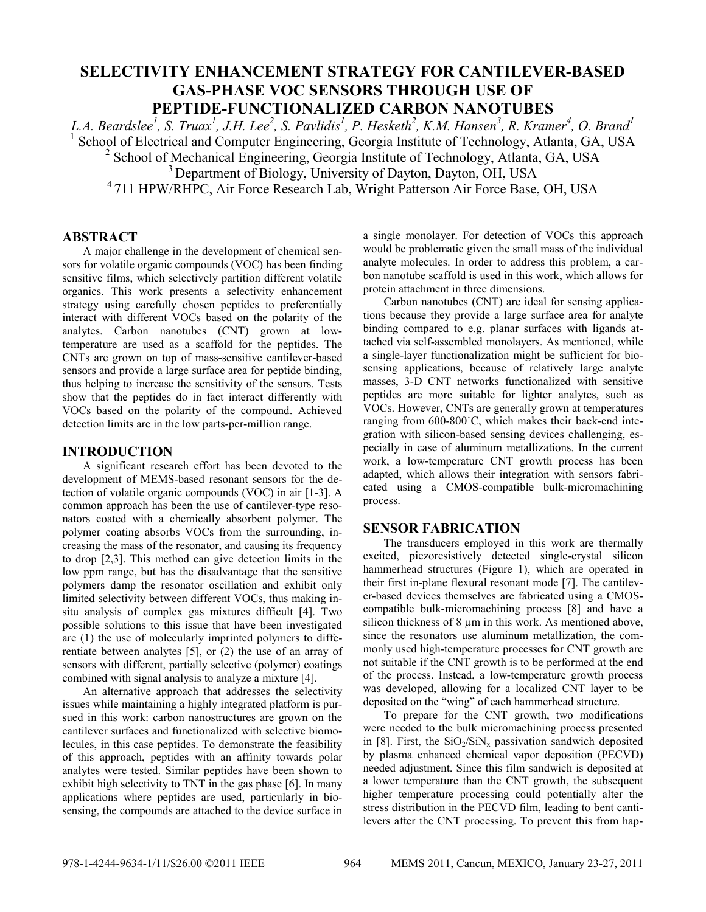# SELECTIVITY ENHANCEMENT STRATEGY FOR CANTILEVER-BASED GAS-PHASE VOC SENSORS THROUGH USE OF PEPTIDE-FUNCTIONALIZED CARBON NANOTUBES

*L.A. Beardslee[1], S. Truax[1], J.H. Lee[2], S. Pavlidis[1], P. Hesketh[2], K.M. Hansen[3], R. Kramer[4], O. Brand[1]*

[1] School of Electrical and Computer Engineering, Georgia Institute of Technology, Atlanta, GA, USA
[2] School of Mechanical Engineering, Georgia Institute of Technology, Atlanta, GA, USA
[3] Department of Biology, University of Dayton, Dayton, OH, USA
[4] 711 HPW/RHPC, Air Force Research Lab, Wright Patterson Air Force Base, OH, USA

## ABSTRACT

A major challenge in the development of chemical sensors for volatile organic compounds (VOC) has been finding sensitive films, which selectively partition different volatile organics. This work presents a selectivity enhancement strategy using carefully chosen peptides to preferentially interact with different VOCs based on the polarity of the analytes. Carbon nanotubes (CNT) grown at low-temperature are used as a scaffold for the peptides. The CNTs are grown on top of mass-sensitive cantilever-based sensors and provide a large surface area for peptide binding, thus helping to increase the sensitivity of the sensors. Tests show that the peptides do in fact interact differently with VOCs based on the polarity of the compound. Achieved detection limits are in the low parts-per-million range.

## INTRODUCTION

A significant research effort has been devoted to the development of MEMS-based resonant sensors for the detection of volatile organic compounds (VOC) in air [1-3]. A common approach has been the use of cantilever-type resonators coated with a chemically absorbent polymer. The polymer coating absorbs VOCs from the surrounding, increasing the mass of the resonator, and causing its frequency to drop [2,3]. This method can give detection limits in the low ppm range, but has the disadvantage that the sensitive polymers damp the resonator oscillation and exhibit only limited selectivity between different VOCs, thus making in-situ analysis of complex gas mixtures difficult [4]. Two possible solutions to this issue that have been investigated are (1) the use of molecularly imprinted polymers to differentiate between analytes [5], or (2) the use of an array of sensors with different, partially selective (polymer) coatings combined with signal analysis to analyze a mixture [4].

An alternative approach that addresses the selectivity issues while maintaining a highly integrated platform is pursued in this work: carbon nanostructures are grown on the cantilever surfaces and functionalized with selective biomolecules, in this case peptides. To demonstrate the feasibility of this approach, peptides with an affinity towards polar analytes were tested. Similar peptides have been shown to exhibit high selectivity to TNT in the gas phase [6]. In many applications where peptides are used, particularly in biosensing, the compounds are attached to the device surface in a single monolayer. For detection of VOCs this approach would be problematic given the small mass of the individual analyte molecules. In order to address this problem, a carbon nanotube scaffold is used in this work, which allows for protein attachment in three dimensions.

Carbon nanotubes (CNT) are ideal for sensing applications because they provide a large surface area for analyte binding compared to e.g. planar surfaces with ligands attached via self-assembled monolayers. As mentioned, while a single-layer functionalization might be sufficient for biosensing applications, because of relatively large analyte masses, 3-D CNT networks functionalized with sensitive peptides are more suitable for lighter analytes, such as VOCs. However, CNTs are generally grown at temperatures ranging from 600-800˚C, which makes their back-end integration with silicon-based sensing devices challenging, especially in case of aluminum metallizations. In the current work, a low-temperature CNT growth process has been adapted, which allows their integration with sensors fabricated using a CMOS-compatible bulk-micromachining process.

## SENSOR FABRICATION

The transducers employed in this work are thermally excited, piezoresistively detected single-crystal silicon hammerhead structures (Figure 1), which are operated in their first in-plane flexural resonant mode [7]. The cantilever-based devices themselves are fabricated using a CMOS-compatible bulk-micromachining process [8] and have a silicon thickness of 8 µm in this work. As mentioned above, since the resonators use aluminum metallization, the commonly used high-temperature processes for CNT growth are not suitable if the CNT growth is to be performed at the end of the process. Instead, a low-temperature growth process was developed, allowing for a localized CNT layer to be deposited on the "wing" of each hammerhead structure.

To prepare for the CNT growth, two modifications were needed to the bulk micromachining process presented in [8]. First, the $SiO_2/SiN_x$ passivation sandwich deposited by plasma enhanced chemical vapor deposition (PECVD) needed adjustment. Since this film sandwich is deposited at a lower temperature than the CNT growth, the subsequent higher temperature processing could potentially alter the stress distribution in the PECVD film, leading to bent cantilevers after the CNT processing. To prevent this from hap-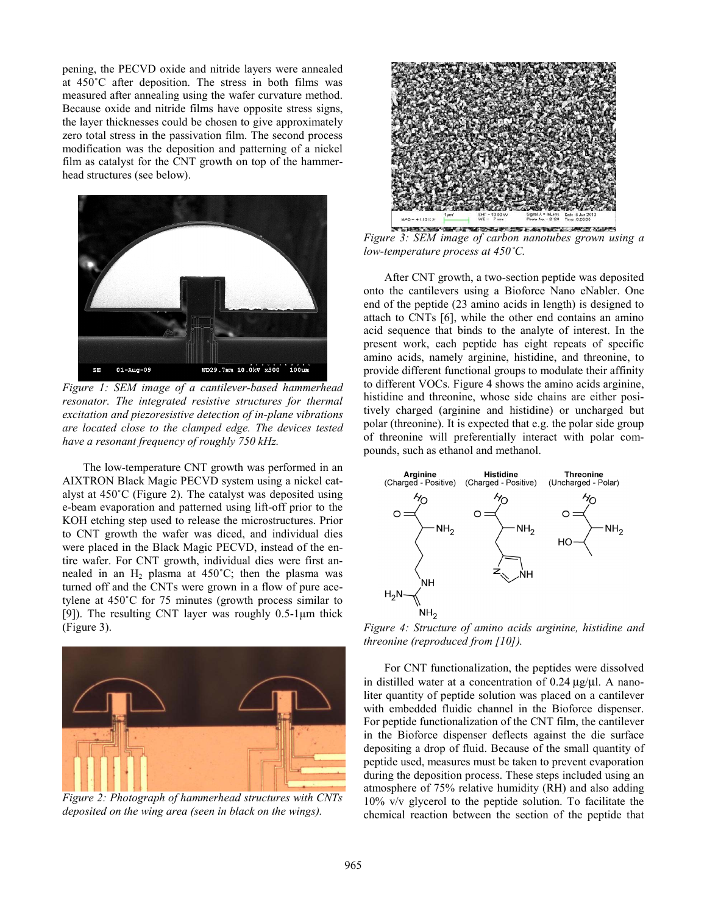pening, the PECVD oxide and nitride layers were annealed at 450˚C after deposition. The stress in both films was measured after annealing using the wafer curvature method. Because oxide and nitride films have opposite stress signs, the layer thicknesses could be chosen to give approximately zero total stress in the passivation film. The second process modification was the deposition and patterning of a nickel film as catalyst for the CNT growth on top of the hammerhead structures (see below).

*Figure 1: SEM image of a cantilever-based hammerhead resonator. The integrated resistive structures for thermal excitation and piezoresistive detection of in-plane vibrations are located close to the clamped edge. The devices tested have a resonant frequency of roughly 750 kHz.*

The low-temperature CNT growth was performed in an AIXTRON Black Magic PECVD system using a nickel catalyst at 450˚C (Figure 2). The catalyst was deposited using e-beam evaporation and patterned using lift-off prior to the KOH etching step used to release the microstructures. Prior to CNT growth the wafer was diced, and individual dies were placed in the Black Magic PECVD, instead of the entire wafer. For CNT growth, individual dies were first annealed in an $H_2$ plasma at 450˚C; then the plasma was turned off and the CNTs were grown in a flow of pure acetylene at 450˚C for 75 minutes (growth process similar to [9]). The resulting CNT layer was roughly 0.5-1µm thick (Figure 3).

*Figure 2: Photograph of hammerhead structures with CNTs deposited on the wing area (seen in black on the wings).*

*Figure 3: SEM image of carbon nanotubes grown using a low-temperature process at 450˚C.*

After CNT growth, a two-section peptide was deposited onto the cantilevers using a Bioforce Nano eNabler. One end of the peptide (23 amino acids in length) is designed to attach to CNTs [6], while the other end contains an amino acid sequence that binds to the analyte of interest. In the present work, each peptide has eight repeats of specific amino acids, namely arginine, histidine, and threonine, to provide different functional groups to modulate their affinity to different VOCs. Figure 4 shows the amino acids arginine, histidine and threonine, whose side chains are either positively charged (arginine and histidine) or uncharged but polar (threonine). It is expected that e.g. the polar side group of threonine will preferentially interact with polar compounds, such as ethanol and methanol.

*Figure 4: Structure of amino acids arginine, histidine and threonine (reproduced from [10]).*

For CNT functionalization, the peptides were dissolved in distilled water at a concentration of 0.24 µg/µl. A nanoliter quantity of peptide solution was placed on a cantilever with embedded fluidic channel in the Bioforce dispenser. For peptide functionalization of the CNT film, the cantilever in the Bioforce dispenser deflects against the die surface depositing a drop of fluid. Because of the small quantity of peptide used, measures must be taken to prevent evaporation during the deposition process. These steps included using an atmosphere of 75% relative humidity (RH) and also adding 10% v/v glycerol to the peptide solution. To facilitate the chemical reaction between the section of the peptide that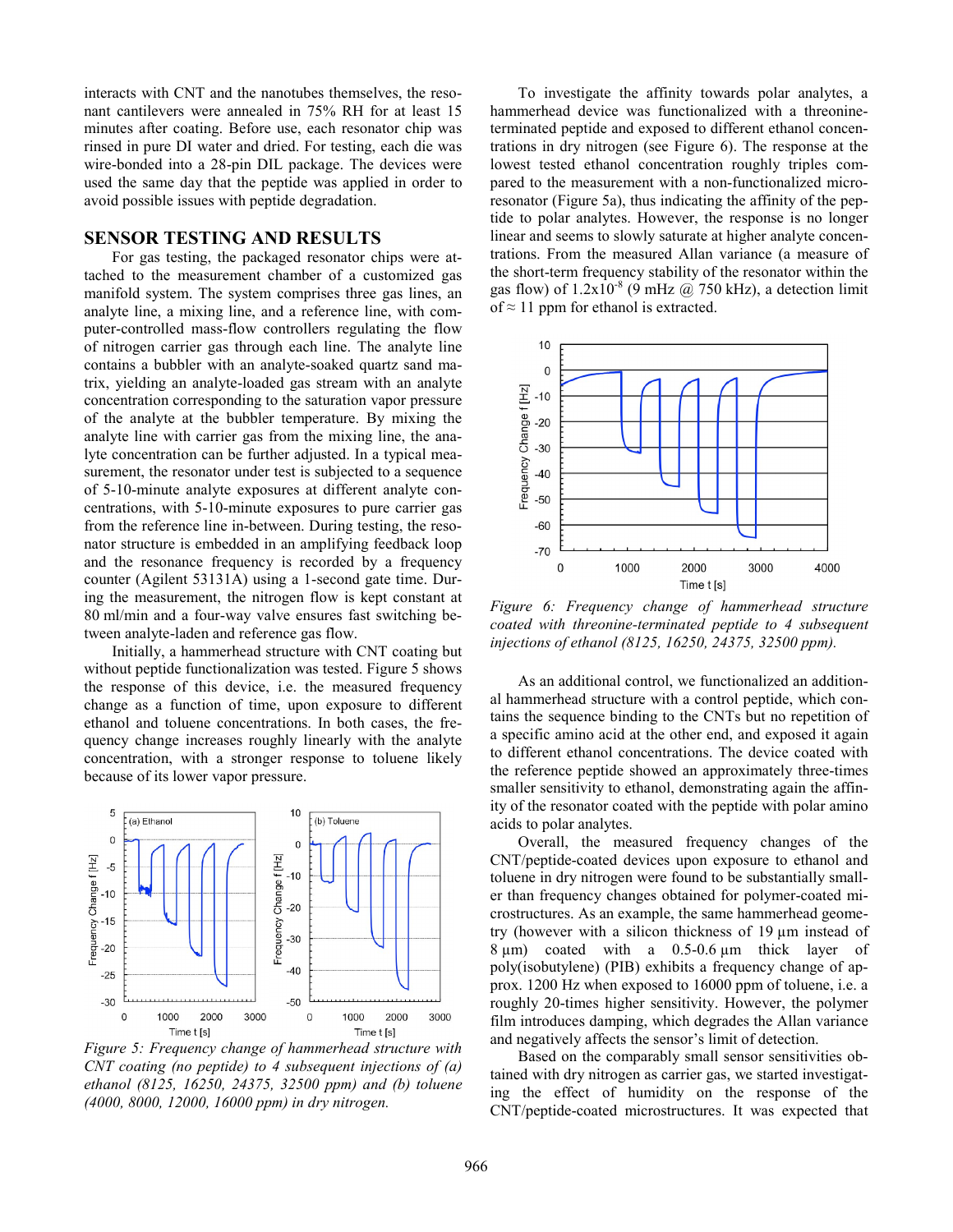interacts with CNT and the nanotubes themselves, the resonant cantilevers were annealed in 75% RH for at least 15 minutes after coating. Before use, each resonator chip was rinsed in pure DI water and dried. For testing, each die was wire-bonded into a 28-pin DIL package. The devices were used the same day that the peptide was applied in order to avoid possible issues with peptide degradation.

## SENSOR TESTING AND RESULTS

For gas testing, the packaged resonator chips were attached to the measurement chamber of a customized gas manifold system. The system comprises three gas lines, an analyte line, a mixing line, and a reference line, with computer-controlled mass-flow controllers regulating the flow of nitrogen carrier gas through each line. The analyte line contains a bubbler with an analyte-soaked quartz sand matrix, yielding an analyte-loaded gas stream with an analyte concentration corresponding to the saturation vapor pressure of the analyte at the bubbler temperature. By mixing the analyte line with carrier gas from the mixing line, the analyte concentration can be further adjusted. In a typical measurement, the resonator under test is subjected to a sequence of 5-10-minute analyte exposures at different analyte concentrations, with 5-10-minute exposures to pure carrier gas from the reference line in-between. During testing, the resonator structure is embedded in an amplifying feedback loop and the resonance frequency is recorded by a frequency counter (Agilent 53131A) using a 1-second gate time. During the measurement, the nitrogen flow is kept constant at 80 ml/min and a four-way valve ensures fast switching between analyte-laden and reference gas flow.

Initially, a hammerhead structure with CNT coating but without peptide functionalization was tested. Figure 5 shows the response of this device, i.e. the measured frequency change as a function of time, upon exposure to different ethanol and toluene concentrations. In both cases, the frequency change increases roughly linearly with the analyte concentration, with a stronger response to toluene likely because of its lower vapor pressure.

*Figure 5: Frequency change of hammerhead structure with CNT coating (no peptide) to 4 subsequent injections of (a) ethanol (8125, 16250, 24375, 32500 ppm) and (b) toluene (4000, 8000, 12000, 16000 ppm) in dry nitrogen.*

To investigate the affinity towards polar analytes, a hammerhead device was functionalized with a threonine-terminated peptide and exposed to different ethanol concentrations in dry nitrogen (see Figure 6). The response at the lowest tested ethanol concentration roughly triples compared to the measurement with a non-functionalized microresonator (Figure 5a), thus indicating the affinity of the peptide to polar analytes. However, the response is no longer linear and seems to slowly saturate at higher analyte concentrations. From the measured Allan variance (a measure of the short-term frequency stability of the resonator within the gas flow) of $1.2 \times 10^{-8}$ (9 mHz @ 750 kHz), a detection limit of ≈ 11 ppm for ethanol is extracted.

*Figure 6: Frequency change of hammerhead structure coated with threonine-terminated peptide to 4 subsequent injections of ethanol (8125, 16250, 24375, 32500 ppm).*

As an additional control, we functionalized an additional hammerhead structure with a control peptide, which contains the sequence binding to the CNTs but no repetition of a specific amino acid at the other end, and exposed it again to different ethanol concentrations. The device coated with the reference peptide showed an approximately three-times smaller sensitivity to ethanol, demonstrating again the affinity of the resonator coated with the peptide with polar amino acids to polar analytes.

Overall, the measured frequency changes of the CNT/peptide-coated devices upon exposure to ethanol and toluene in dry nitrogen were found to be substantially smaller than frequency changes obtained for polymer-coated microstructures. As an example, the same hammerhead geometry (however with a silicon thickness of 19 µm instead of 8 µm) coated with a 0.5-0.6 µm thick layer of poly(isobutylene) (PIB) exhibits a frequency change of approx. 1200 Hz when exposed to 16000 ppm of toluene, i.e. a roughly 20-times higher sensitivity. However, the polymer film introduces damping, which degrades the Allan variance and negatively affects the sensor's limit of detection.

Based on the comparably small sensor sensitivities obtained with dry nitrogen as carrier gas, we started investigating the effect of humidity on the response of the CNT/peptide-coated microstructures. It was expected that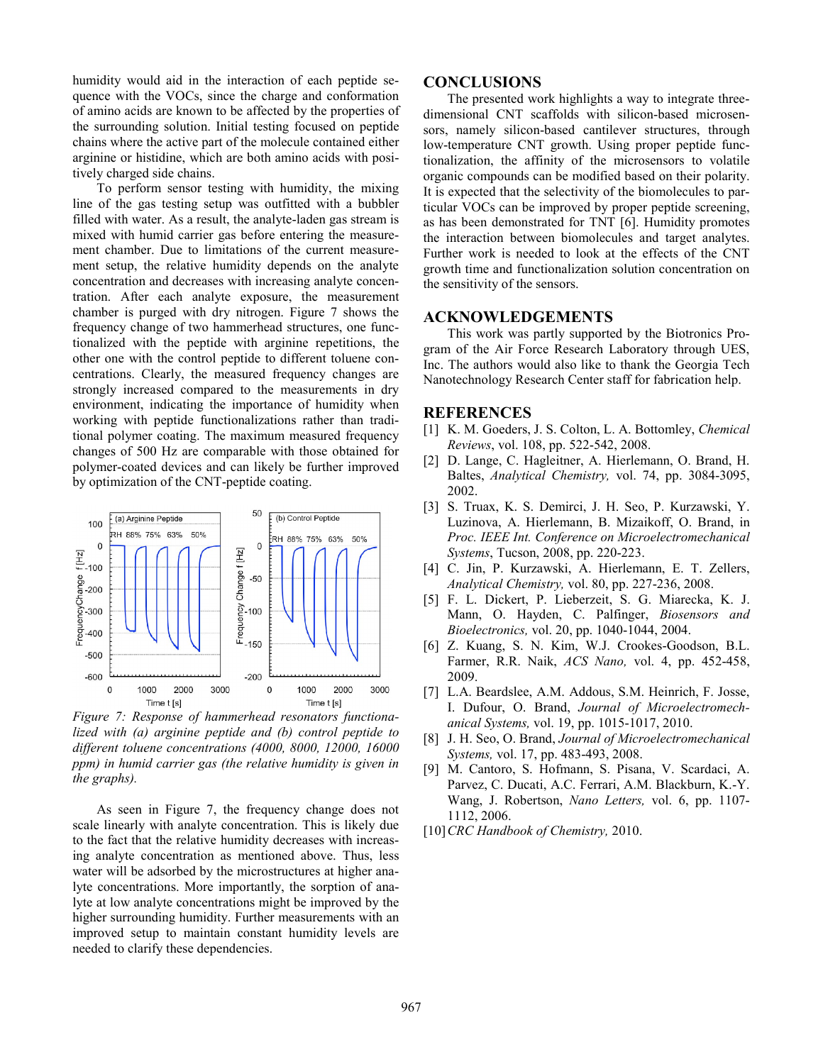humidity would aid in the interaction of each peptide sequence with the VOCs, since the charge and conformation of amino acids are known to be affected by the properties of the surrounding solution. Initial testing focused on peptide chains where the active part of the molecule contained either arginine or histidine, which are both amino acids with positively charged side chains.

To perform sensor testing with humidity, the mixing line of the gas testing setup was outfitted with a bubbler filled with water. As a result, the analyte-laden gas stream is mixed with humid carrier gas before entering the measurement chamber. Due to limitations of the current measurement setup, the relative humidity depends on the analyte concentration and decreases with increasing analyte concentration. After each analyte exposure, the measurement chamber is purged with dry nitrogen. Figure 7 shows the frequency change of two hammerhead structures, one functionalized with the peptide with arginine repetitions, the other one with the control peptide to different toluene concentrations. Clearly, the measured frequency changes are strongly increased compared to the measurements in dry environment, indicating the importance of humidity when working with peptide functionalizations rather than traditional polymer coating. The maximum measured frequency changes of 500 Hz are comparable with those obtained for polymer-coated devices and can likely be further improved by optimization of the CNT-peptide coating.

(a) Arginine Peptide
RH 88% 75% 63% 50%
Frequency Change f [Hz]
100
0
-100
-200
-300
-400
-500
-600
Time t [s]
0 1000 2000 3000

(b) Control Peptide
RH 88% 75% 63% 50%
Frequency Change f [Hz]
50
0
-50
-100
-150
-200
Time t [s]
0 1000 2000 3000

*Figure 7: Response of hammerhead resonators functionalized with (a) arginine peptide and (b) control peptide to different toluene concentrations (4000, 8000, 12000, 16000 ppm) in humid carrier gas (the relative humidity is given in the graphs).*

As seen in Figure 7, the frequency change does not scale linearly with analyte concentration. This is likely due to the fact that the relative humidity decreases with increasing analyte concentration as mentioned above. Thus, less water will be adsorbed by the microstructures at higher analyte concentrations. More importantly, the sorption of analyte at low analyte concentrations might be improved by the higher surrounding humidity. Further measurements with an improved setup to maintain constant humidity levels are needed to clarify these dependencies.

## CONCLUSIONS

The presented work highlights a way to integrate three-dimensional CNT scaffolds with silicon-based microsensors, namely silicon-based cantilever structures, through low-temperature CNT growth. Using proper peptide functionalization, the affinity of the microsensors to volatile organic compounds can be modified based on their polarity. It is expected that the selectivity of the biomolecules to particular VOCs can be improved by proper peptide screening, as has been demonstrated for TNT [6]. Humidity promotes the interaction between biomolecules and target analytes. Further work is needed to look at the effects of the CNT growth time and functionalization solution concentration on the sensitivity of the sensors.

## ACKNOWLEDGEMENTS

This work was partly supported by the Biotronics Program of the Air Force Research Laboratory through UES, Inc. The authors would also like to thank the Georgia Tech Nanotechnology Research Center staff for fabrication help.

## REFERENCES

[1] K. M. Goeders, J. S. Colton, L. A. Bottomley, *Chemical Reviews*, vol. 108, pp. 522-542, 2008.

[2] D. Lange, C. Hagleitner, A. Hierlemann, O. Brand, H. Baltes, *Analytical Chemistry,* vol. 74, pp. 3084-3095, 2002.

[3] S. Truax, K. S. Demirci, J. H. Seo, P. Kurzawski, Y. Luzinova, A. Hierlemann, B. Mizaikoff, O. Brand, in *Proc. IEEE Int. Conference on Microelectromechanical Systems*, Tucson, 2008, pp. 220-223.

[4] C. Jin, P. Kurzawski, A. Hierlemann, E. T. Zellers, *Analytical Chemistry,* vol. 80, pp. 227-236, 2008.

[5] F. L. Dickert, P. Lieberzeit, S. G. Miarecka, K. J. Mann, O. Hayden, C. Palfinger, *Biosensors and Bioelectronics,* vol. 20, pp. 1040-1044, 2004.

[6] Z. Kuang, S. N. Kim, W.J. Crookes-Goodson, B.L. Farmer, R.R. Naik, *ACS Nano,* vol. 4, pp. 452-458, 2009.

[7] L.A. Beardslee, A.M. Addous, S.M. Heinrich, F. Josse, I. Dufour, O. Brand, *Journal of Microelectromechanical Systems,* vol. 19, pp. 1015-1017, 2010.

[8] J. H. Seo, O. Brand, *Journal of Microelectromechanical Systems,* vol. 17, pp. 483-493, 2008.

[9] M. Cantoro, S. Hofmann, S. Pisana, V. Scardaci, A. Parvez, C. Ducati, A.C. Ferrari, A.M. Blackburn, K.-Y. Wang, J. Robertson, *Nano Letters,* vol. 6, pp. 1107-1112, 2006.

[10] *CRC Handbook of Chemistry,* 2010.